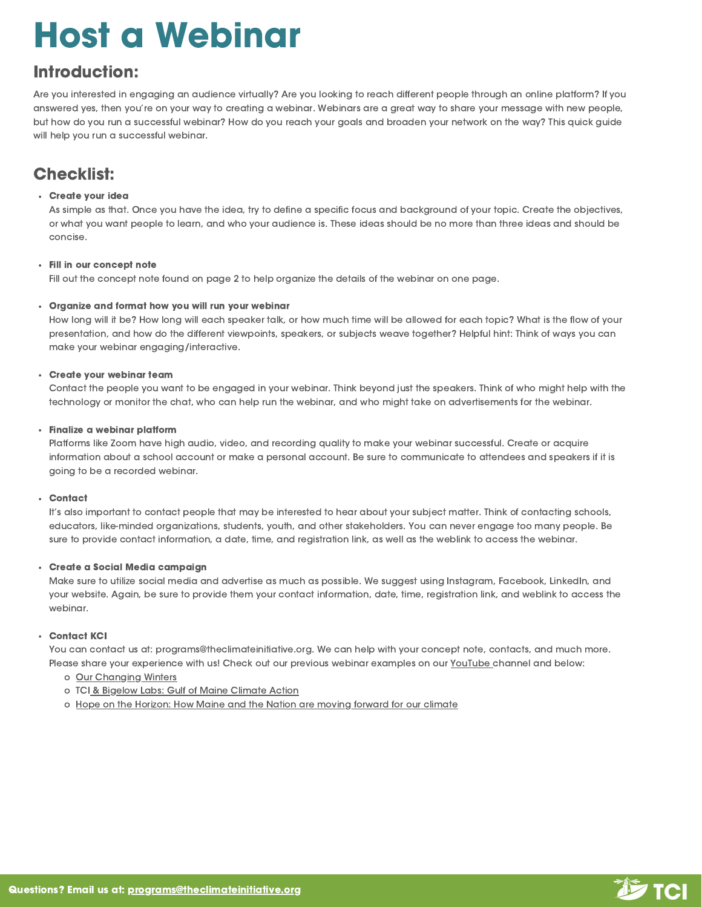# Host a Webinar

## Introduction:

Are you interested in engaging an audience virtually? Are you looking to reach different people through an online platform? If you answered yes, then you're on your way to creating a webinar. Webinars are a great way to share your message with new people, but how do you run a successful webinar? How do you reach your goals and broaden your network on the way? This quick guide will help you run a successful webinar.

## Checklist:

- **Create your idea**
  As simple as that. Once you have the idea, try to define a specific focus and background of your topic. Create the objectives, or what you want people to learn, and who your audience is. These ideas should be no more than three ideas and should be concise.

- **Fill in our concept note**
  Fill out the concept note found on page 2 to help organize the details of the webinar on one page.

- **Organize and format how you will run your webinar**
  How long will it be? How long will each speaker talk, or how much time will be allowed for each topic? What is the flow of your presentation, and how do the different viewpoints, speakers, or subjects weave together? Helpful hint: Think of ways you can make your webinar engaging/interactive.

- **Create your webinar team**
  Contact the people you want to be engaged in your webinar. Think beyond just the speakers. Think of who might help with the technology or monitor the chat, who can help run the webinar, and who might take on advertisements for the webinar.

- **Finalize a webinar platform**
  Platforms like Zoom have high audio, video, and recording quality to make your webinar successful. Create or acquire information about a school account or make a personal account. Be sure to communicate to attendees and speakers if it is going to be a recorded webinar.

- **Contact**
  It's also important to contact people that may be interested to hear about your subject matter. Think of contacting schools, educators, like-minded organizations, students, youth, and other stakeholders. You can never engage too many people. Be sure to provide contact information, a date, time, and registration link, as well as the weblink to access the webinar.

- **Create a Social Media campaign**
  Make sure to utilize social media and advertise as much as possible. We suggest using Instagram, Facebook, LinkedIn, and your website. Again, be sure to provide them your contact information, date, time, registration link, and weblink to access the webinar.

- **Contact KCI**
  You can contact us at: programs@theclimateinitiative.org. We can help with your concept note, contacts, and much more. Please share your experience with us! Check out our previous webinar examples on our YouTube channel and below:
  - Our Changing Winters
  - TCI & Bigelow Labs: Gulf of Maine Climate Action
  - Hope on the Horizon: How Maine and the Nation are moving forward for our climate

**Questions? Email us at: programs@theclimateinitiative.org**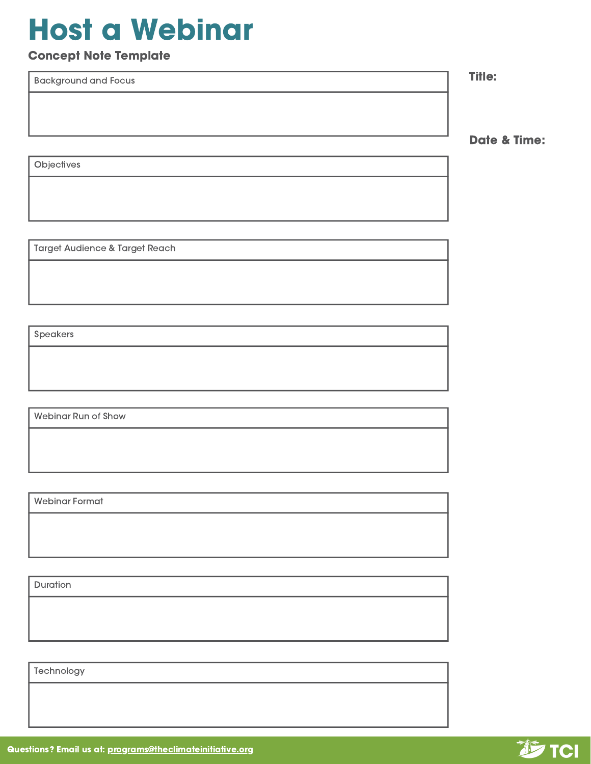# Host a Webinar

**Concept Note Template**

**Title:**

**Date & Time:**

| Background and Focus |
|---|
| |

| Objectives |
|---|
| |

| Target Audience & Target Reach |
|---|
| |

| Speakers |
|---|
| |

| Webinar Run of Show |
|---|
| |

| Webinar Format |
|---|
| |

| Duration |
|---|
| |

| Technology |
|---|
| |

**Questions? Email us at: programs@theclimateinitiative.org**

TCI